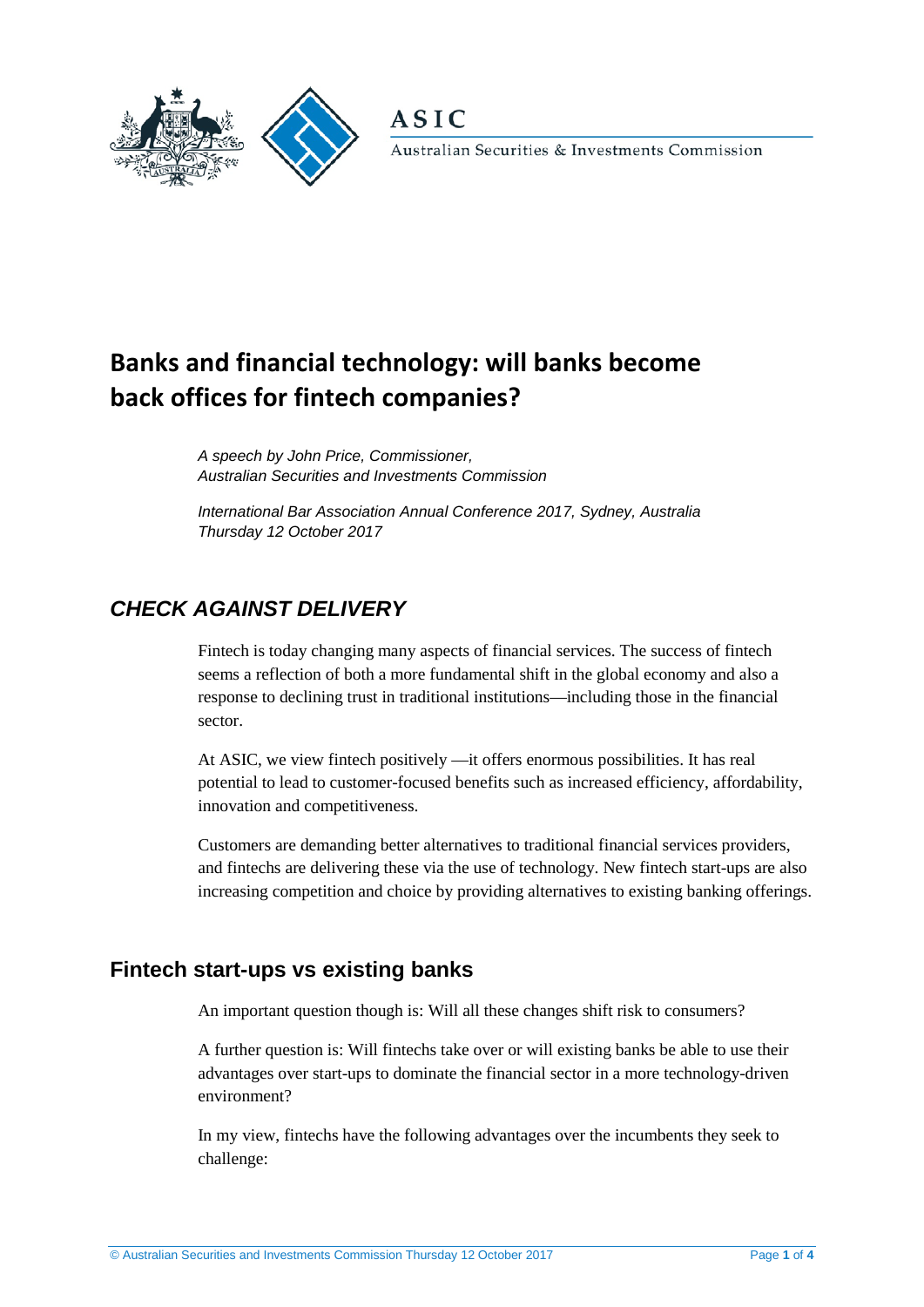# Banks and financial technology: will banks become back offices for fintech companies?

*A speech by John Price, Commissioner,*
*Australian Securities and Investments Commission*

*International Bar Association Annual Conference 2017, Sydney, Australia*
*Thursday 12 October 2017*

## *CHECK AGAINST DELIVERY*

Fintech is today changing many aspects of financial services. The success of fintech seems a reflection of both a more fundamental shift in the global economy and also a response to declining trust in traditional institutions—including those in the financial sector.

At ASIC, we view fintech positively —it offers enormous possibilities. It has real potential to lead to customer-focused benefits such as increased efficiency, affordability, innovation and competitiveness.

Customers are demanding better alternatives to traditional financial services providers, and fintechs are delivering these via the use of technology. New fintech start-ups are also increasing competition and choice by providing alternatives to existing banking offerings.

## Fintech start-ups vs existing banks

An important question though is: Will all these changes shift risk to consumers?

A further question is: Will fintechs take over or will existing banks be able to use their advantages over start-ups to dominate the financial sector in a more technology-driven environment?

In my view, fintechs have the following advantages over the incumbents they seek to challenge: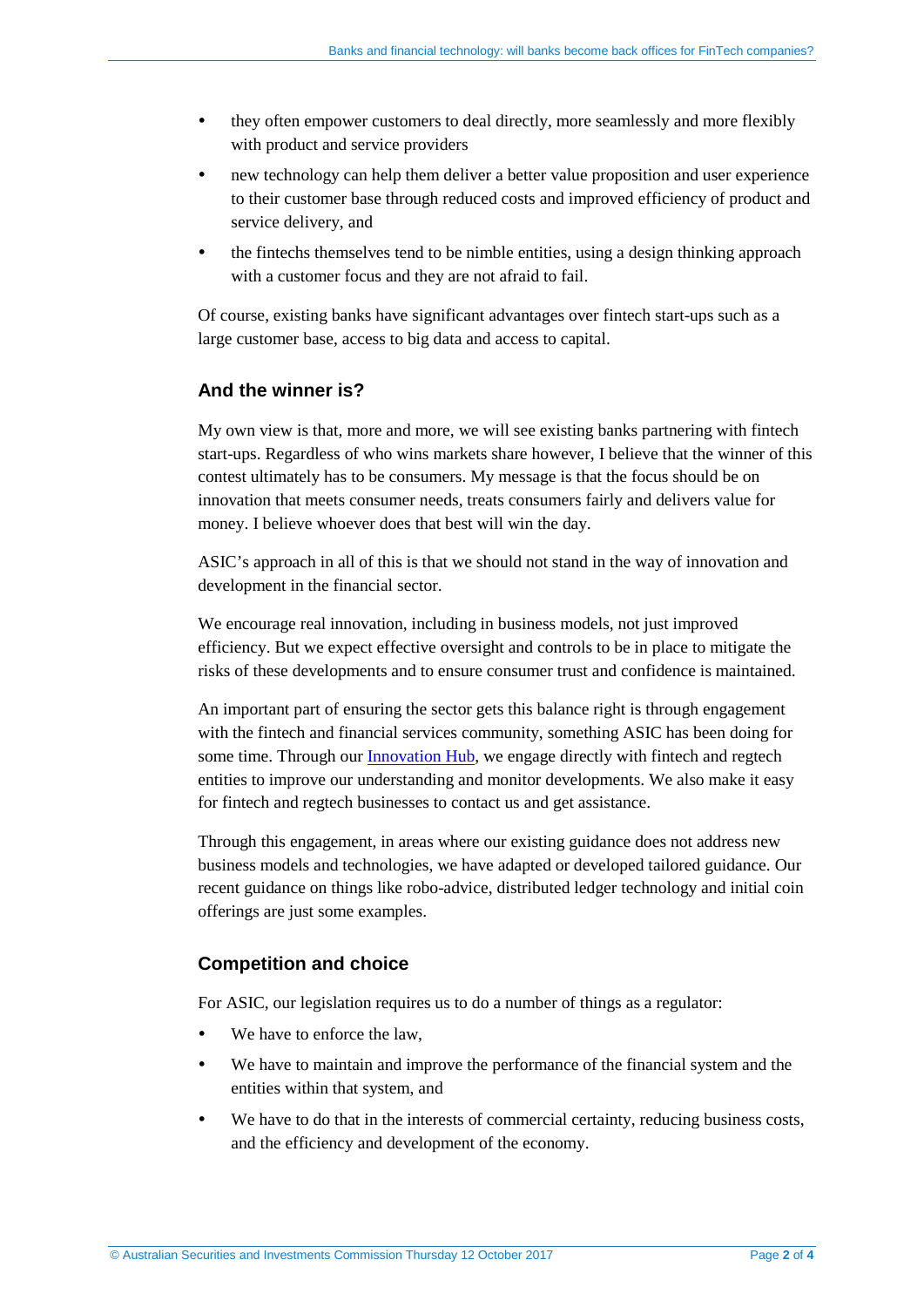- they often empower customers to deal directly, more seamlessly and more flexibly with product and service providers
- new technology can help them deliver a better value proposition and user experience to their customer base through reduced costs and improved efficiency of product and service delivery, and
- the fintechs themselves tend to be nimble entities, using a design thinking approach with a customer focus and they are not afraid to fail.

Of course, existing banks have significant advantages over fintech start-ups such as a large customer base, access to big data and access to capital.

## And the winner is?

My own view is that, more and more, we will see existing banks partnering with fintech start-ups. Regardless of who wins markets share however, I believe that the winner of this contest ultimately has to be consumers. My message is that the focus should be on innovation that meets consumer needs, treats consumers fairly and delivers value for money. I believe whoever does that best will win the day.

ASIC's approach in all of this is that we should not stand in the way of innovation and development in the financial sector.

We encourage real innovation, including in business models, not just improved efficiency. But we expect effective oversight and controls to be in place to mitigate the risks of these developments and to ensure consumer trust and confidence is maintained.

An important part of ensuring the sector gets this balance right is through engagement with the fintech and financial services community, something ASIC has been doing for some time. Through our Innovation Hub, we engage directly with fintech and regtech entities to improve our understanding and monitor developments. We also make it easy for fintech and regtech businesses to contact us and get assistance.

Through this engagement, in areas where our existing guidance does not address new business models and technologies, we have adapted or developed tailored guidance. Our recent guidance on things like robo-advice, distributed ledger technology and initial coin offerings are just some examples.

## Competition and choice

For ASIC, our legislation requires us to do a number of things as a regulator:

- We have to enforce the law,
- We have to maintain and improve the performance of the financial system and the entities within that system, and
- We have to do that in the interests of commercial certainty, reducing business costs, and the efficiency and development of the economy.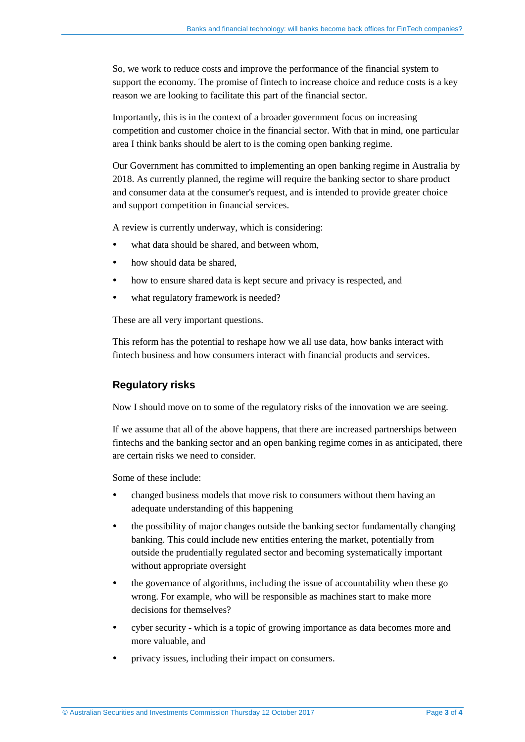So, we work to reduce costs and improve the performance of the financial system to support the economy. The promise of fintech to increase choice and reduce costs is a key reason we are looking to facilitate this part of the financial sector.

Importantly, this is in the context of a broader government focus on increasing competition and customer choice in the financial sector. With that in mind, one particular area I think banks should be alert to is the coming open banking regime.

Our Government has committed to implementing an open banking regime in Australia by 2018. As currently planned, the regime will require the banking sector to share product and consumer data at the consumer's request, and is intended to provide greater choice and support competition in financial services.

A review is currently underway, which is considering:

- what data should be shared, and between whom,
- how should data be shared,
- how to ensure shared data is kept secure and privacy is respected, and
- what regulatory framework is needed?

These are all very important questions.

This reform has the potential to reshape how we all use data, how banks interact with fintech business and how consumers interact with financial products and services.

## Regulatory risks

Now I should move on to some of the regulatory risks of the innovation we are seeing.

If we assume that all of the above happens, that there are increased partnerships between fintechs and the banking sector and an open banking regime comes in as anticipated, there are certain risks we need to consider.

Some of these include:

- changed business models that move risk to consumers without them having an adequate understanding of this happening
- the possibility of major changes outside the banking sector fundamentally changing banking. This could include new entities entering the market, potentially from outside the prudentially regulated sector and becoming systematically important without appropriate oversight
- the governance of algorithms, including the issue of accountability when these go wrong. For example, who will be responsible as machines start to make more decisions for themselves?
- cyber security - which is a topic of growing importance as data becomes more and more valuable, and
- privacy issues, including their impact on consumers.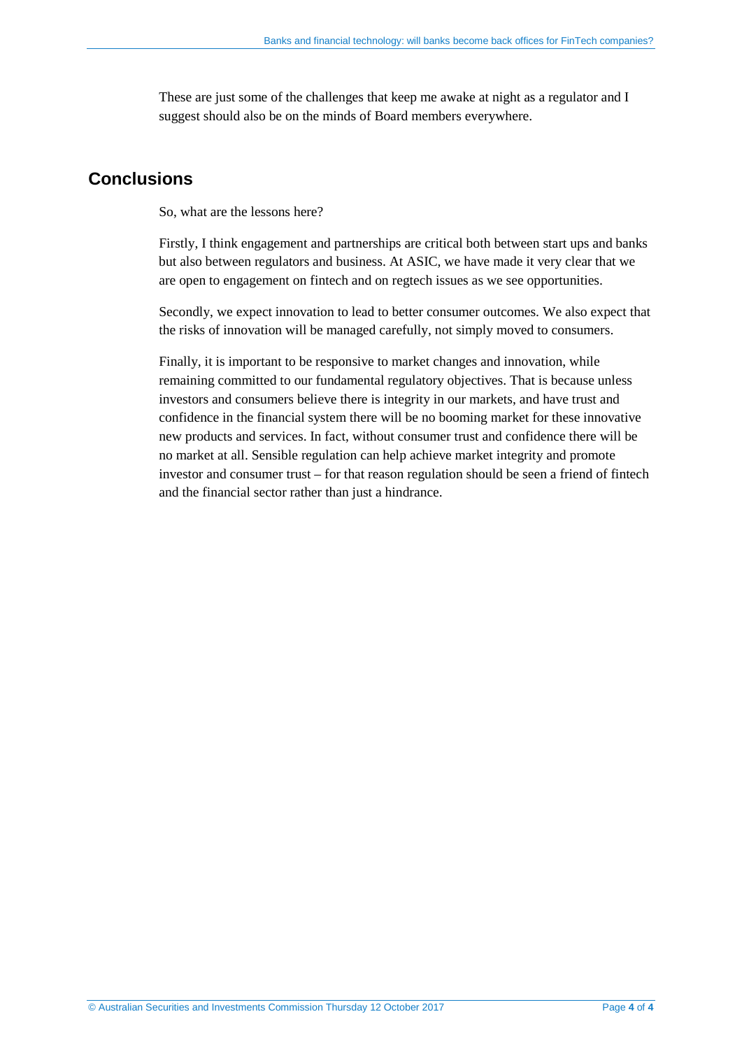These are just some of the challenges that keep me awake at night as a regulator and I suggest should also be on the minds of Board members everywhere.

## Conclusions

So, what are the lessons here?

Firstly, I think engagement and partnerships are critical both between start ups and banks but also between regulators and business. At ASIC, we have made it very clear that we are open to engagement on fintech and on regtech issues as we see opportunities.

Secondly, we expect innovation to lead to better consumer outcomes. We also expect that the risks of innovation will be managed carefully, not simply moved to consumers.

Finally, it is important to be responsive to market changes and innovation, while remaining committed to our fundamental regulatory objectives. That is because unless investors and consumers believe there is integrity in our markets, and have trust and confidence in the financial system there will be no booming market for these innovative new products and services. In fact, without consumer trust and confidence there will be no market at all. Sensible regulation can help achieve market integrity and promote investor and consumer trust – for that reason regulation should be seen a friend of fintech and the financial sector rather than just a hindrance.